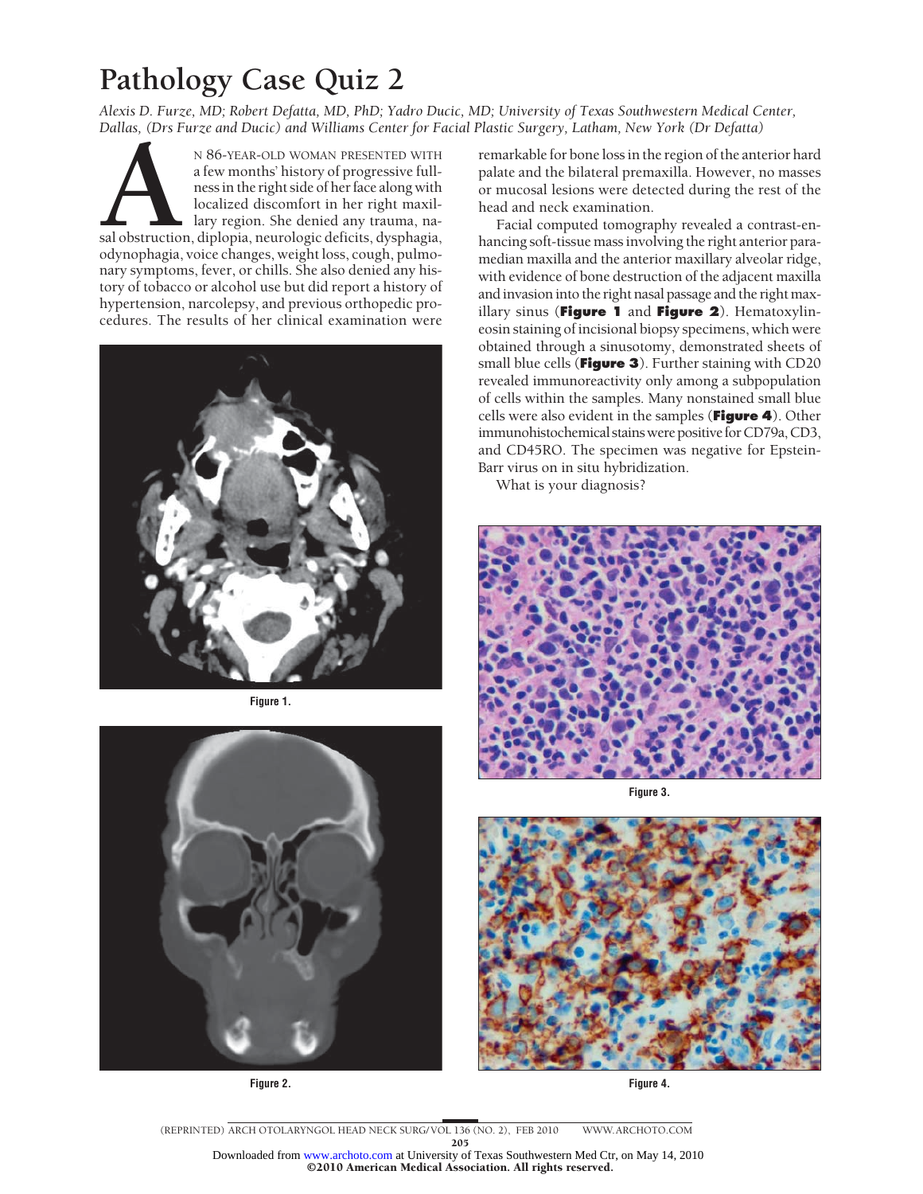# Pathology Case Quiz 2

*Alexis D. Furze, MD; Robert Defatta, MD, PhD; Yadro Ducic, MD; University of Texas Southwestern Medical Center, Dallas, (Drs Furze and Ducic) and Williams Center for Facial Plastic Surgery, Latham, New York (Dr Defatta)*

An 86-year-old woman presented with a few months' history of progressive fullness in the right side of her face along with localized discomfort in her right maxillary region. She denied any trauma, nasal obstruction, diplopia, neurologic deficits, dysphagia, odynophagia, voice changes, weight loss, cough, pulmonary symptoms, fever, or chills. She also denied any history of tobacco or alcohol use but did report a history of hypertension, narcolepsy, and previous orthopedic procedures. The results of her clinical examination were remarkable for bone loss in the region of the anterior hard palate and the bilateral premaxilla. However, no masses or mucosal lesions were detected during the rest of the head and neck examination.

Facial computed tomography revealed a contrast-enhancing soft-tissue mass involving the right anterior paramedian maxilla and the anterior maxillary alveolar ridge, with evidence of bone destruction of the adjacent maxilla and invasion into the right nasal passage and the right maxillary sinus (**Figure 1** and **Figure 2**). Hematoxylin-eosin staining of incisional biopsy specimens, which were obtained through a sinusotomy, demonstrated sheets of small blue cells (**Figure 3**). Further staining with CD20 revealed immunoreactivity only among a subpopulation of cells within the samples. Many nonstained small blue cells were also evident in the samples (**Figure 4**). Other immunohistochemical stains were positive for CD79a, CD3, and CD45RO. The specimen was negative for Epstein-Barr virus on in situ hybridization.

What is your diagnosis?

Figure 1.

Figure 2.

Figure 3.

Figure 4.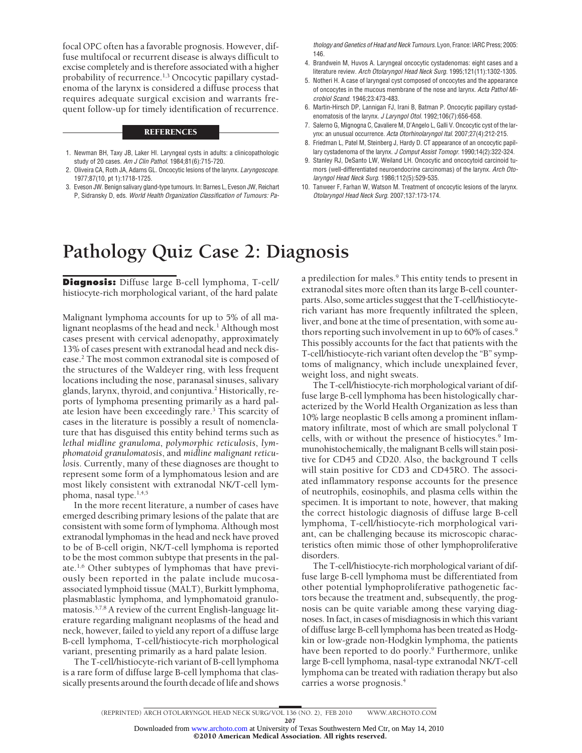focal OPC often has a favorable prognosis. However, diffuse multifocal or recurrent disease is always difficult to excise completely and is therefore associated with a higher probability of recurrence.[1,3] Oncocytic papillary cystadenoma of the larynx is considered a diffuse process that requires adequate surgical excision and warrants frequent follow-up for timely identification of recurrence.

## REFERENCES

1. Newman BH, Taxy JB, Laker HI. Laryngeal cysts in adults: a clinicopathologic study of 20 cases. *Am J Clin Pathol*. 1984;81(6):715-720.
2. Oliveira CA, Roth JA, Adams GL. Oncocytic lesions of the larynx. *Laryngoscope*. 1977;87(10, pt 1):1718-1725.
3. Eveson JW. Benign salivary gland-type tumours. In: Barnes L, Eveson JW, Reichart P, Sidransky D, eds. *World Health Organization Classification of Tumours: Pathology and Genetics of Head and Neck Tumours*. Lyon, France: IARC Press; 2005: 146.
4. Brandwein M, Huvos A. Laryngeal oncocytic cystadenomas: eight cases and a literature review. *Arch Otolaryngol Head Neck Surg*. 1995;121(11):1302-1305.
5. Notheri H. A case of laryngeal cyst composed of oncocytes and the appearance of oncocytes in the mucous membrane of the nose and larynx. *Acta Pathol Microbiol Scand*. 1946;23:473-483.
6. Martin-Hirsch DP, Lannigan FJ, Irani B, Batman P. Oncocytic papillary cystadenomatosis of the larynx. *J Laryngol Otol*. 1992;106(7):656-658.
7. Salerno G, Mignogna C, Cavaliere M, D'Angelo L, Galli V. Oncocytic cyst of the larynx: an unusual occurrence. *Acta Otorhinolaryngol Ital*. 2007;27(4):212-215.
8. Friedman L, Patel M, Steinberg J, Hardy D. CT appearance of an oncocytic papillary cystadenoma of the larynx. *J Comput Assist Tomogr*. 1990;14(2):322-324.
9. Stanley RJ, DeSanto LW, Weiland LH. Oncocytic and oncocytoid carcinoid tumors (well-differentiated neuroendocrine carcinomas) of the larynx. *Arch Otolaryngol Head Neck Surg*. 1986;112(5):529-535.
10. Tanweer F, Farhan W, Watson M. Treatment of oncocytic lesions of the larynx. *Otolaryngol Head Neck Surg*. 2007;137:173-174.

# Pathology Quiz Case 2: Diagnosis

**Diagnosis:** Diffuse large B-cell lymphoma, T-cell/histiocyte-rich morphological variant, of the hard palate

Malignant lymphoma accounts for up to 5% of all malignant neoplasms of the head and neck.[1] Although most cases present with cervical adenopathy, approximately 13% of cases present with extranodal head and neck disease.[2] The most common extranodal site is composed of the structures of the Waldeyer ring, with less frequent locations including the nose, paranasal sinuses, salivary glands, larynx, thyroid, and conjuntiva.[2] Historically, reports of lymphoma presenting primarily as a hard palate lesion have been exceedingly rare.[3] This scarcity of cases in the literature is possibly a result of nomenclature that has disguised this entity behind terms such as *lethal midline granuloma*, *polymorphic reticulosis*, *lymphomatoid granulomatosis*, and *midline malignant reticulosis*. Currently, many of these diagnoses are thought to represent some form of a lymphomatous lesion and are most likely consistent with extranodal NK/T-cell lymphoma, nasal type.[1,4,5]

In the more recent literature, a number of cases have emerged describing primary lesions of the palate that are consistent with some form of lymphoma. Although most extranodal lymphomas in the head and neck have proved to be of B-cell origin, NK/T-cell lymphoma is reported to be the most common subtype that presents in the palate.[1,6] Other subtypes of lymphomas that have previously been reported in the palate include mucosa-associated lymphoid tissue (MALT), Burkitt lymphoma, plasmablastic lymphoma, and lymphomatoid granulomatosis.[5,7,8] A review of the current English-language literature regarding malignant neoplasms of the head and neck, however, failed to yield any report of a diffuse large B-cell lymphoma, T-cell/histiocyte-rich morphological variant, presenting primarily as a hard palate lesion.

The T-cell/histiocyte-rich variant of B-cell lymphoma is a rare form of diffuse large B-cell lymphoma that classically presents around the fourth decade of life and shows a predilection for males.[9] This entity tends to present in extranodal sites more often than its large B-cell counterparts. Also, some articles suggest that the T-cell/histiocyte-rich variant has more frequently infiltrated the spleen, liver, and bone at the time of presentation, with some authors reporting such involvement in up to 60% of cases.[9] This possibly accounts for the fact that patients with the T-cell/histiocyte-rich variant often develop the "B" symptoms of malignancy, which include unexplained fever, weight loss, and night sweats.

The T-cell/histiocyte-rich morphological variant of diffuse large B-cell lymphoma has been histologically characterized by the World Health Organization as less than 10% large neoplastic B cells among a prominent inflammatory infiltrate, most of which are small polyclonal T cells, with or without the presence of histiocytes.[9] Immunohistochemically, the malignant B cells will stain positive for CD45 and CD20. Also, the background T cells will stain positive for CD3 and CD45RO. The associated inflammatory response accounts for the presence of neutrophils, eosinophils, and plasma cells within the specimen. It is important to note, however, that making the correct histologic diagnosis of diffuse large B-cell lymphoma, T-cell/histiocyte-rich morphological variant, can be challenging because its microscopic characteristics often mimic those of other lymphoproliferative disorders.

The T-cell/histiocyte-rich morphological variant of diffuse large B-cell lymphoma must be differentiated from other potential lymphoproliferative pathogenetic factors because the treatment and, subsequently, the prognosis can be quite variable among these varying diagnoses. In fact, in cases of misdiagnosis in which this variant of diffuse large B-cell lymphoma has been treated as Hodgkin or low-grade non-Hodgkin lymphoma, the patients have been reported to do poorly.[9] Furthermore, unlike large B-cell lymphoma, nasal-type extranodal NK/T-cell lymphoma can be treated with radiation therapy but also carries a worse prognosis.[4]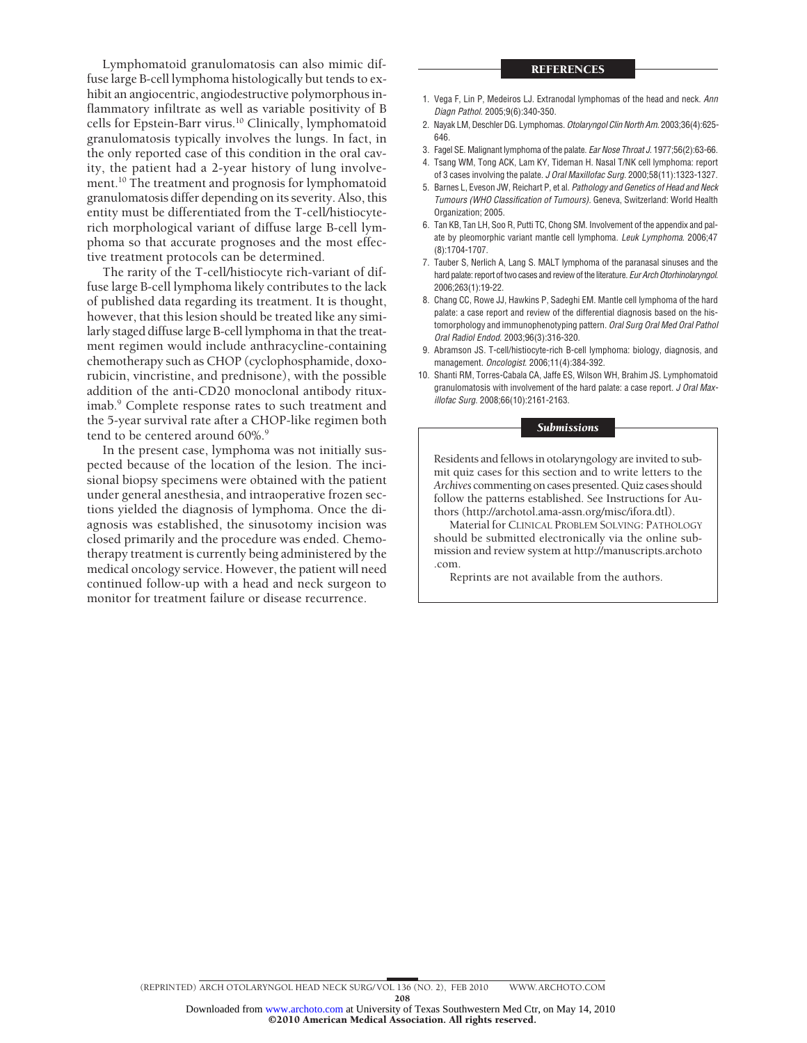Lymphomatoid granulomatosis can also mimic diffuse large B-cell lymphoma histologically but tends to exhibit an angiocentric, angiodestructive polymorphous inflammatory infiltrate as well as variable positivity of B cells for Epstein-Barr virus.[10] Clinically, lymphomatoid granulomatosis typically involves the lungs. In fact, in the only reported case of this condition in the oral cavity, the patient had a 2-year history of lung involvement.[10] The treatment and prognosis for lymphomatoid granulomatosis differ depending on its severity. Also, this entity must be differentiated from the T-cell/histiocyte-rich morphological variant of diffuse large B-cell lymphoma so that accurate prognoses and the most effective treatment protocols can be determined.

The rarity of the T-cell/histiocyte rich-variant of diffuse large B-cell lymphoma likely contributes to the lack of published data regarding its treatment. It is thought, however, that this lesion should be treated like any similarly staged diffuse large B-cell lymphoma in that the treatment regimen would include anthracycline-containing chemotherapy such as CHOP (cyclophosphamide, doxorubicin, vincristine, and prednisone), with the possible addition of the anti-CD20 monoclonal antibody rituximab.[9] Complete response rates to such treatment and the 5-year survival rate after a CHOP-like regimen both tend to be centered around 60%.[9]

In the present case, lymphoma was not initially suspected because of the location of the lesion. The incisional biopsy specimens were obtained with the patient under general anesthesia, and intraoperative frozen sections yielded the diagnosis of lymphoma. Once the diagnosis was established, the sinusotomy incision was closed primarily and the procedure was ended. Chemotherapy treatment is currently being administered by the medical oncology service. However, the patient will need continued follow-up with a head and neck surgeon to monitor for treatment failure or disease recurrence.

## REFERENCES

1. Vega F, Lin P, Medeiros LJ. Extranodal lymphomas of the head and neck. *Ann Diagn Pathol*. 2005;9(6):340-350.
2. Nayak LM, Deschler DG. Lymphomas. *Otolaryngol Clin North Am*. 2003;36(4):625-646.
3. Fagel SE. Malignant lymphoma of the palate. *Ear Nose Throat J*. 1977;56(2):63-66.
4. Tsang WM, Tong ACK, Lam KY, Tideman H. Nasal T/NK cell lymphoma: report of 3 cases involving the palate. *J Oral Maxillofac Surg*. 2000;58(11):1323-1327.
5. Barnes L, Eveson JW, Reichart P, et al. *Pathology and Genetics of Head and Neck Tumours (WHO Classification of Tumours)*. Geneva, Switzerland: World Health Organization; 2005.
6. Tan KB, Tan LH, Soo R, Putti TC, Chong SM. Involvement of the appendix and palate by pleomorphic variant mantle cell lymphoma. *Leuk Lymphoma*. 2006;47(8):1704-1707.
7. Tauber S, Nerlich A, Lang S. MALT lymphoma of the paranasal sinuses and the hard palate: report of two cases and review of the literature. *Eur Arch Otorhinolaryngol*. 2006;263(1):19-22.
8. Chang CC, Rowe JJ, Hawkins P, Sadeghi EM. Mantle cell lymphoma of the hard palate: a case report and review of the differential diagnosis based on the histomorphology and immunophenotyping pattern. *Oral Surg Oral Med Oral Pathol Oral Radiol Endod*. 2003;96(3):316-320.
9. Abramson JS. T-cell/histiocyte-rich B-cell lymphoma: biology, diagnosis, and management. *Oncologist*. 2006;11(4):384-392.
10. Shanti RM, Torres-Cabala CA, Jaffe ES, Wilson WH, Brahim JS. Lymphomatoid granulomatosis with involvement of the hard palate: a case report. *J Oral Maxillofac Surg*. 2008;66(10):2161-2163.

### *Submissions*

Residents and fellows in otolaryngology are invited to submit quiz cases for this section and to write letters to the *Archives* commenting on cases presented. Quiz cases should follow the patterns established. See Instructions for Authors (http://archotol.ama-assn.org/misc/ifora.dtl).

Material for CLINICAL PROBLEM SOLVING: PATHOLOGY should be submitted electronically via the online submission and review system at http://manuscripts.archoto.com.

Reprints are not available from the authors.